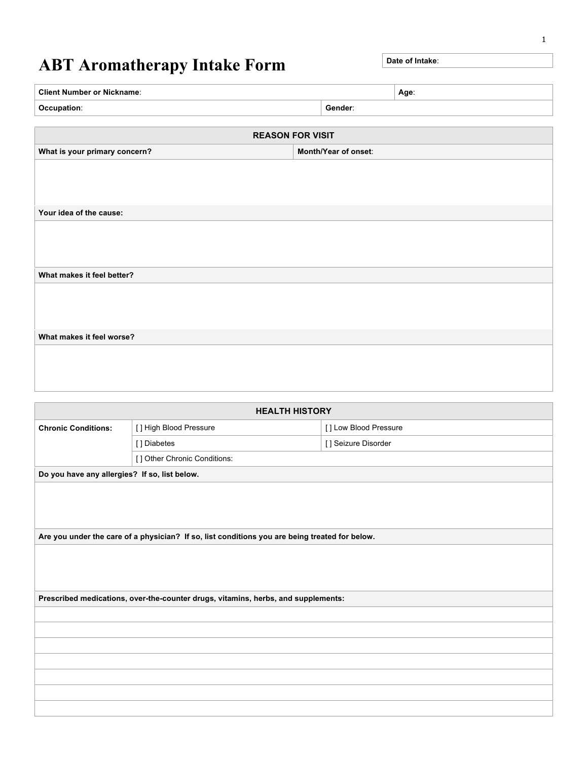# ABT Aromatherapy Intake Form

| Date of Intake: |
|---|

| Client Number or Nickname: | Age: |
|---|---|
| **Occupation**: | **Gender**: |

## REASON FOR VISIT

| What is your primary concern? | Month/Year of onset: |
|---|---|
| | |

**Your idea of the cause:**

**What makes it feel better?**

**What makes it feel worse?**

## HEALTH HISTORY

| Chronic Conditions: | | |
|---|---|---|
| | [ ] High Blood Pressure | [ ] Low Blood Pressure |
| | [ ] Diabetes | [ ] Seizure Disorder |
| | [ ] Other Chronic Conditions: | |

**Do you have any allergies? If so, list below.**

**Are you under the care of a physician? If so, list conditions you are being treated for below.**

| Prescribed medications, over-the-counter drugs, vitamins, herbs, and supplements: |
|---|
| |
| |
| |
| |
| |
| |
| |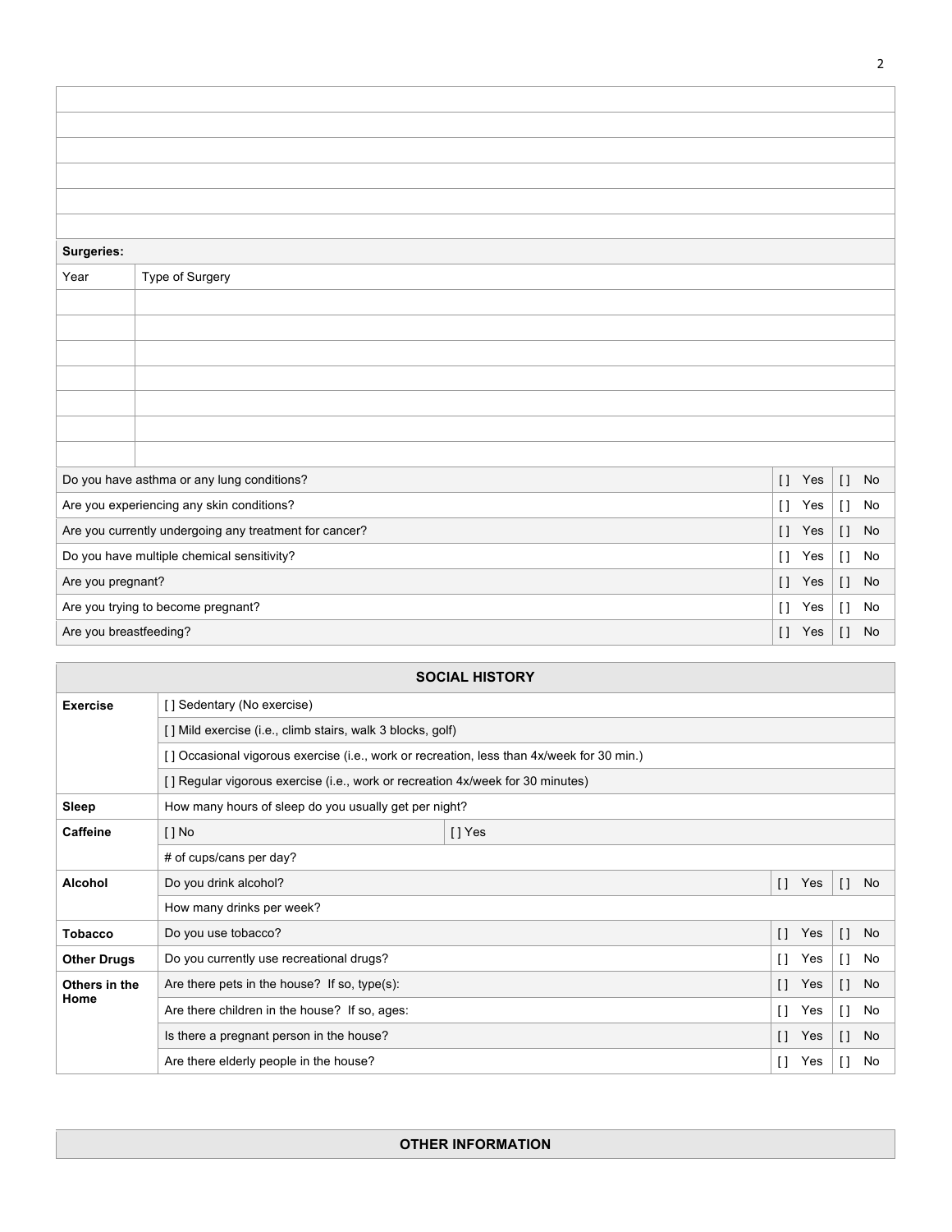| |
|---|
| |
| |
| |
| |
| |
| |

| **Surgeries:** | |
|---|---|
| Year | Type of Surgery |
| | |
| | |
| | |
| | |
| | |
| | |
| | |

| | | |
|---|---|---|
| Do you have asthma or any lung conditions? | [ ] Yes | [ ] No |
| Are you experiencing any skin conditions? | [ ] Yes | [ ] No |
| Are you currently undergoing any treatment for cancer? | [ ] Yes | [ ] No |
| Do you have multiple chemical sensitivity? | [ ] Yes | [ ] No |
| Are you pregnant? | [ ] Yes | [ ] No |
| Are you trying to become pregnant? | [ ] Yes | [ ] No |
| Are you breastfeeding? | [ ] Yes | [ ] No |

## SOCIAL HISTORY

| | | | | |
|---|---|---|---|---|
| **Exercise** | [ ] Sedentary (No exercise) | | | |
| | [ ] Mild exercise (i.e., climb stairs, walk 3 blocks, golf) | | | |
| | [ ] Occasional vigorous exercise (i.e., work or recreation, less than 4x/week for 30 min.) | | | |
| | [ ] Regular vigorous exercise (i.e., work or recreation 4x/week for 30 minutes) | | | |
| **Sleep** | How many hours of sleep do you usually get per night? | | | |
| **Caffeine** | [ ] No | [ ] Yes | | |
| | # of cups/cans per day? | | | |
| **Alcohol** | Do you drink alcohol? | | [ ] Yes | [ ] No |
| | How many drinks per week? | | | |
| **Tobacco** | Do you use tobacco? | | [ ] Yes | [ ] No |
| **Other Drugs** | Do you currently use recreational drugs? | | [ ] Yes | [ ] No |
| **Others in the Home** | Are there pets in the house? If so, type(s): | | [ ] Yes | [ ] No |
| | Are there children in the house? If so, ages: | | [ ] Yes | [ ] No |
| | Is there a pregnant person in the house? | | [ ] Yes | [ ] No |
| | Are there elderly people in the house? | | [ ] Yes | [ ] No |

## OTHER INFORMATION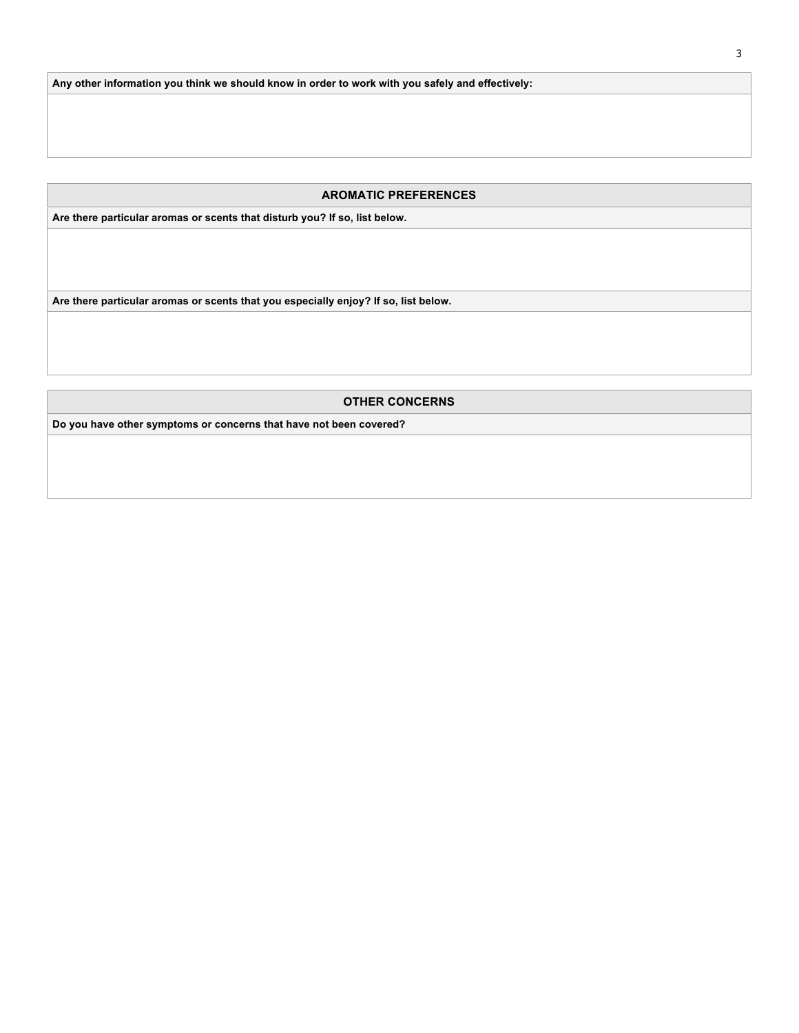| Any other information you think we should know in order to work with you safely and effectively: |
| --- |
| |

| AROMATIC PREFERENCES |
| --- |
| **Are there particular aromas or scents that disturb you? If so, list below.** |
| |
| **Are there particular aromas or scents that you especially enjoy? If so, list below.** |
| |

| OTHER CONCERNS |
| --- |
| **Do you have other symptoms or concerns that have not been covered?** |
| |